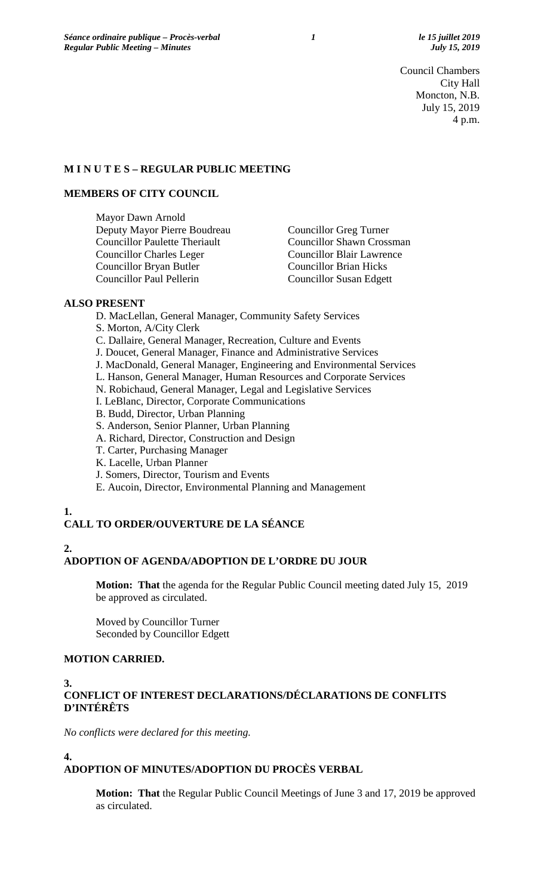Council Chambers
City Hall
Moncton, N.B.
July 15, 2019
4 p.m.

## M I N U T E S – REGULAR PUBLIC MEETING

### MEMBERS OF CITY COUNCIL

Mayor Dawn Arnold
Deputy Mayor Pierre Boudreau
Councillor Paulette Theriault
Councillor Charles Leger
Councillor Bryan Butler
Councillor Paul Pellerin
Councillor Greg Turner
Councillor Shawn Crossman
Councillor Blair Lawrence
Councillor Brian Hicks
Councillor Susan Edgett

### ALSO PRESENT

D. MacLellan, General Manager, Community Safety Services
S. Morton, A/City Clerk
C. Dallaire, General Manager, Recreation, Culture and Events
J. Doucet, General Manager, Finance and Administrative Services
J. MacDonald, General Manager, Engineering and Environmental Services
L. Hanson, General Manager, Human Resources and Corporate Services
N. Robichaud, General Manager, Legal and Legislative Services
I. LeBlanc, Director, Corporate Communications
B. Budd, Director, Urban Planning
S. Anderson, Senior Planner, Urban Planning
A. Richard, Director, Construction and Design
T. Carter, Purchasing Manager
K. Lacelle, Urban Planner
J. Somers, Director, Tourism and Events
E. Aucoin, Director, Environmental Planning and Management

## 1. CALL TO ORDER/OUVERTURE DE LA SÉANCE

## 2. ADOPTION OF AGENDA/ADOPTION DE L'ORDRE DU JOUR

**Motion: That** the agenda for the Regular Public Council meeting dated July 15, 2019 be approved as circulated.

Moved by Councillor Turner
Seconded by Councillor Edgett

**MOTION CARRIED.**

## 3. CONFLICT OF INTEREST DECLARATIONS/DÉCLARATIONS DE CONFLITS D'INTÉRÊTS

*No conflicts were declared for this meeting.*

## 4. ADOPTION OF MINUTES/ADOPTION DU PROCÈS VERBAL

**Motion: That** the Regular Public Council Meetings of June 3 and 17, 2019 be approved as circulated.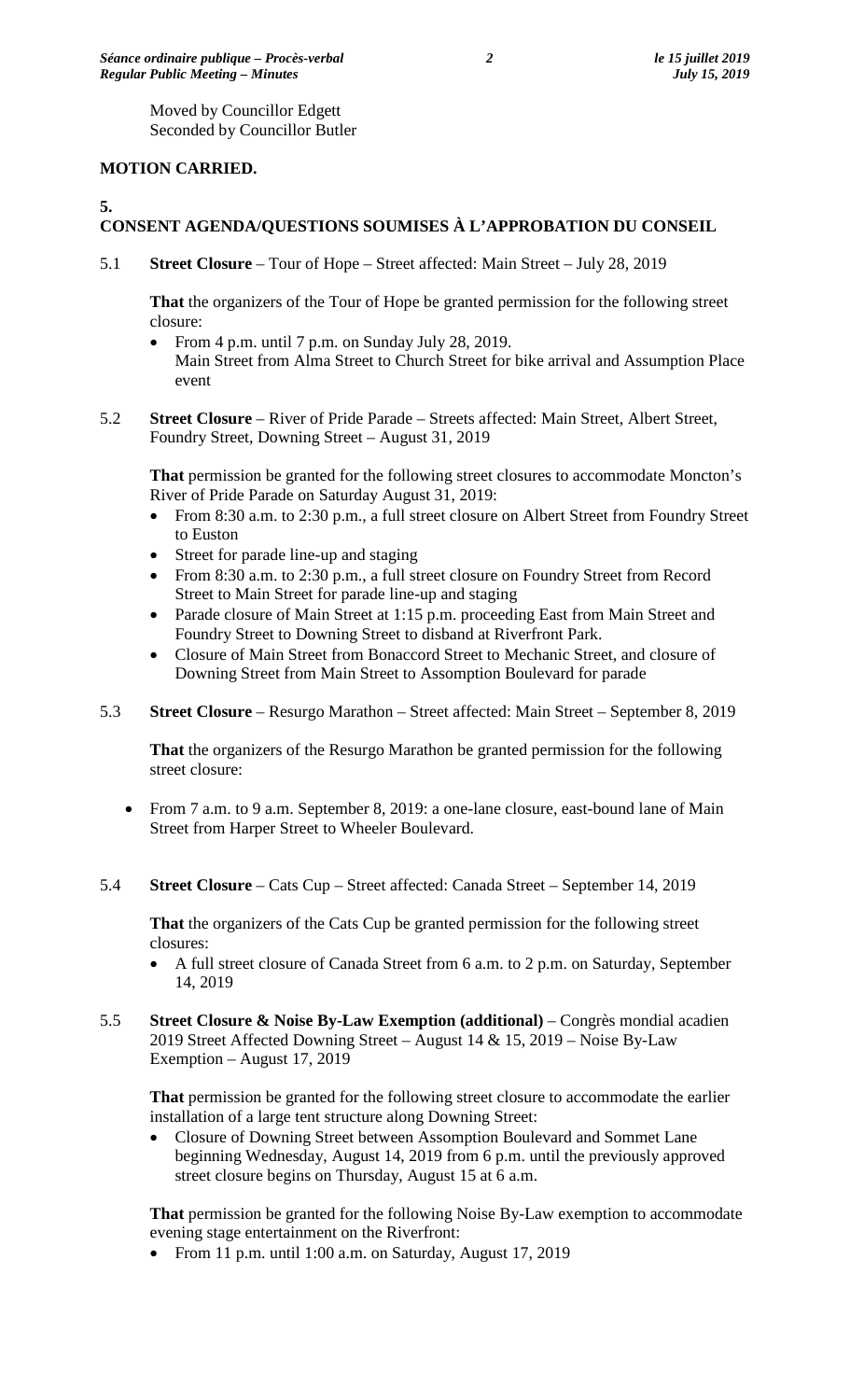Moved by Councillor Edgett
Seconded by Councillor Butler

**MOTION CARRIED.**

## 5. CONSENT AGENDA/QUESTIONS SOUMISES À L'APPROBATION DU CONSEIL

5.1 **Street Closure** – Tour of Hope – Street affected: Main Street – July 28, 2019

**That** the organizers of the Tour of Hope be granted permission for the following street closure:

- From 4 p.m. until 7 p.m. on Sunday July 28, 2019.
  Main Street from Alma Street to Church Street for bike arrival and Assumption Place event

5.2 **Street Closure** – River of Pride Parade – Streets affected: Main Street, Albert Street, Foundry Street, Downing Street – August 31, 2019

**That** permission be granted for the following street closures to accommodate Moncton's River of Pride Parade on Saturday August 31, 2019:

- From 8:30 a.m. to 2:30 p.m., a full street closure on Albert Street from Foundry Street to Euston
- Street for parade line-up and staging
- From 8:30 a.m. to 2:30 p.m., a full street closure on Foundry Street from Record Street to Main Street for parade line-up and staging
- Parade closure of Main Street at 1:15 p.m. proceeding East from Main Street and Foundry Street to Downing Street to disband at Riverfront Park.
- Closure of Main Street from Bonaccord Street to Mechanic Street, and closure of Downing Street from Main Street to Assomption Boulevard for parade

5.3 **Street Closure** – Resurgo Marathon – Street affected: Main Street – September 8, 2019

**That** the organizers of the Resurgo Marathon be granted permission for the following street closure:

- From 7 a.m. to 9 a.m. September 8, 2019: a one-lane closure, east-bound lane of Main Street from Harper Street to Wheeler Boulevard.

5.4 **Street Closure** – Cats Cup – Street affected: Canada Street – September 14, 2019

**That** the organizers of the Cats Cup be granted permission for the following street closures:

- A full street closure of Canada Street from 6 a.m. to 2 p.m. on Saturday, September 14, 2019

5.5 **Street Closure & Noise By-Law Exemption (additional)** – Congrès mondial acadien 2019 Street Affected Downing Street – August 14 & 15, 2019 – Noise By-Law Exemption – August 17, 2019

**That** permission be granted for the following street closure to accommodate the earlier installation of a large tent structure along Downing Street:

- Closure of Downing Street between Assomption Boulevard and Sommet Lane beginning Wednesday, August 14, 2019 from 6 p.m. until the previously approved street closure begins on Thursday, August 15 at 6 a.m.

**That** permission be granted for the following Noise By-Law exemption to accommodate evening stage entertainment on the Riverfront:

- From 11 p.m. until 1:00 a.m. on Saturday, August 17, 2019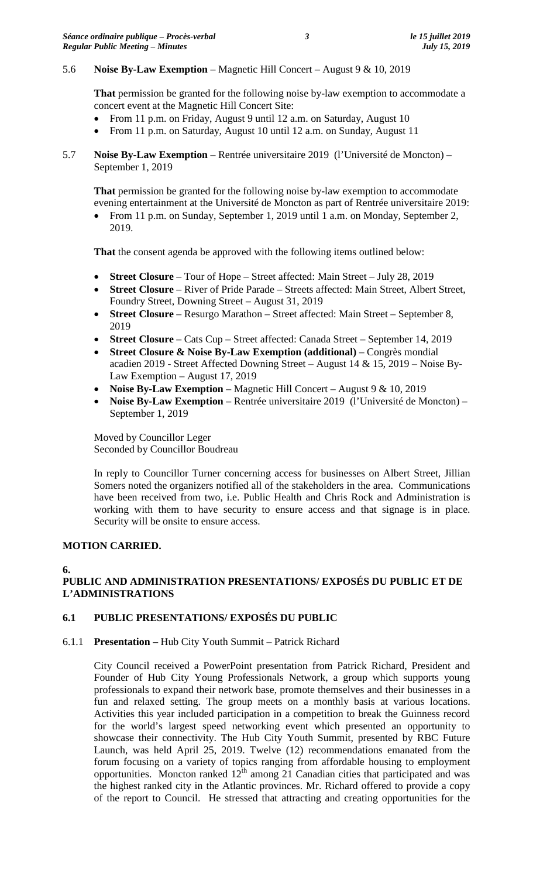5.6 **Noise By-Law Exemption** – Magnetic Hill Concert – August 9 & 10, 2019

**That** permission be granted for the following noise by-law exemption to accommodate a concert event at the Magnetic Hill Concert Site:

- From 11 p.m. on Friday, August 9 until 12 a.m. on Saturday, August 10
- From 11 p.m. on Saturday, August 10 until 12 a.m. on Sunday, August 11

5.7 **Noise By-Law Exemption** – Rentrée universitaire 2019 (l'Université de Moncton) – September 1, 2019

**That** permission be granted for the following noise by-law exemption to accommodate evening entertainment at the Université de Moncton as part of Rentrée universitaire 2019:

- From 11 p.m. on Sunday, September 1, 2019 until 1 a.m. on Monday, September 2, 2019.

**That** the consent agenda be approved with the following items outlined below:

- **Street Closure** – Tour of Hope – Street affected: Main Street – July 28, 2019
- **Street Closure** – River of Pride Parade – Streets affected: Main Street, Albert Street, Foundry Street, Downing Street – August 31, 2019
- **Street Closure** – Resurgo Marathon – Street affected: Main Street – September 8, 2019
- **Street Closure** – Cats Cup – Street affected: Canada Street – September 14, 2019
- **Street Closure & Noise By-Law Exemption (additional)** – Congrès mondial acadien 2019 - Street Affected Downing Street – August 14 & 15, 2019 – Noise By-Law Exemption – August 17, 2019
- **Noise By-Law Exemption** – Magnetic Hill Concert – August 9 & 10, 2019
- **Noise By-Law Exemption** – Rentrée universitaire 2019 (l'Université de Moncton) – September 1, 2019

Moved by Councillor Leger
Seconded by Councillor Boudreau

In reply to Councillor Turner concerning access for businesses on Albert Street, Jillian Somers noted the organizers notified all of the stakeholders in the area. Communications have been received from two, i.e. Public Health and Chris Rock and Administration is working with them to have security to ensure access and that signage is in place. Security will be onsite to ensure access.

**MOTION CARRIED.**

## 6. PUBLIC AND ADMINISTRATION PRESENTATIONS/ EXPOSÉS DU PUBLIC ET DE L'ADMINISTRATIONS

### 6.1 PUBLIC PRESENTATIONS/ EXPOSÉS DU PUBLIC

6.1.1 **Presentation –** Hub City Youth Summit – Patrick Richard

City Council received a PowerPoint presentation from Patrick Richard, President and Founder of Hub City Young Professionals Network, a group which supports young professionals to expand their network base, promote themselves and their businesses in a fun and relaxed setting. The group meets on a monthly basis at various locations. Activities this year included participation in a competition to break the Guinness record for the world's largest speed networking event which presented an opportunity to showcase their connectivity. The Hub City Youth Summit, presented by RBC Future Launch, was held April 25, 2019. Twelve (12) recommendations emanated from the forum focusing on a variety of topics ranging from affordable housing to employment opportunities. Moncton ranked 12th among 21 Canadian cities that participated and was the highest ranked city in the Atlantic provinces. Mr. Richard offered to provide a copy of the report to Council. He stressed that attracting and creating opportunities for the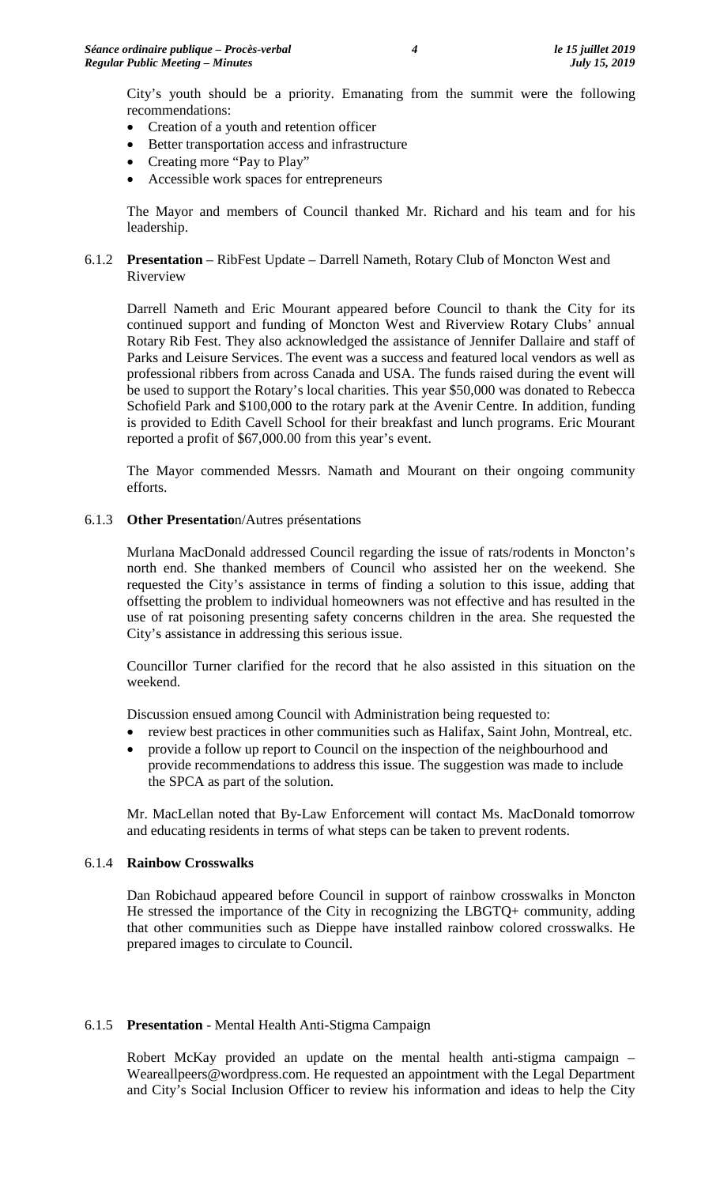City's youth should be a priority. Emanating from the summit were the following recommendations:

- Creation of a youth and retention officer
- Better transportation access and infrastructure
- Creating more "Pay to Play"
- Accessible work spaces for entrepreneurs

The Mayor and members of Council thanked Mr. Richard and his team and for his leadership.

6.1.2 **Presentation** – RibFest Update – Darrell Nameth, Rotary Club of Moncton West and Riverview

Darrell Nameth and Eric Mourant appeared before Council to thank the City for its continued support and funding of Moncton West and Riverview Rotary Clubs' annual Rotary Rib Fest. They also acknowledged the assistance of Jennifer Dallaire and staff of Parks and Leisure Services. The event was a success and featured local vendors as well as professional ribbers from across Canada and USA. The funds raised during the event will be used to support the Rotary's local charities. This year $50,000 was donated to Rebecca Schofield Park and $100,000 to the rotary park at the Avenir Centre. In addition, funding is provided to Edith Cavell School for their breakfast and lunch programs. Eric Mourant reported a profit of $67,000.00 from this year's event.

The Mayor commended Messrs. Namath and Mourant on their ongoing community efforts.

6.1.3 **Other Presentatio**n/Autres présentations

Murlana MacDonald addressed Council regarding the issue of rats/rodents in Moncton's north end. She thanked members of Council who assisted her on the weekend. She requested the City's assistance in terms of finding a solution to this issue, adding that offsetting the problem to individual homeowners was not effective and has resulted in the use of rat poisoning presenting safety concerns children in the area. She requested the City's assistance in addressing this serious issue.

Councillor Turner clarified for the record that he also assisted in this situation on the weekend.

Discussion ensued among Council with Administration being requested to:

- review best practices in other communities such as Halifax, Saint John, Montreal, etc.
- provide a follow up report to Council on the inspection of the neighbourhood and provide recommendations to address this issue. The suggestion was made to include the SPCA as part of the solution.

Mr. MacLellan noted that By-Law Enforcement will contact Ms. MacDonald tomorrow and educating residents in terms of what steps can be taken to prevent rodents.

6.1.4 **Rainbow Crosswalks**

Dan Robichaud appeared before Council in support of rainbow crosswalks in Moncton He stressed the importance of the City in recognizing the LBGTQ+ community, adding that other communities such as Dieppe have installed rainbow colored crosswalks. He prepared images to circulate to Council.

6.1.5 **Presentation** - Mental Health Anti-Stigma Campaign

Robert McKay provided an update on the mental health anti-stigma campaign – Weareallpeers@wordpress.com. He requested an appointment with the Legal Department and City's Social Inclusion Officer to review his information and ideas to help the City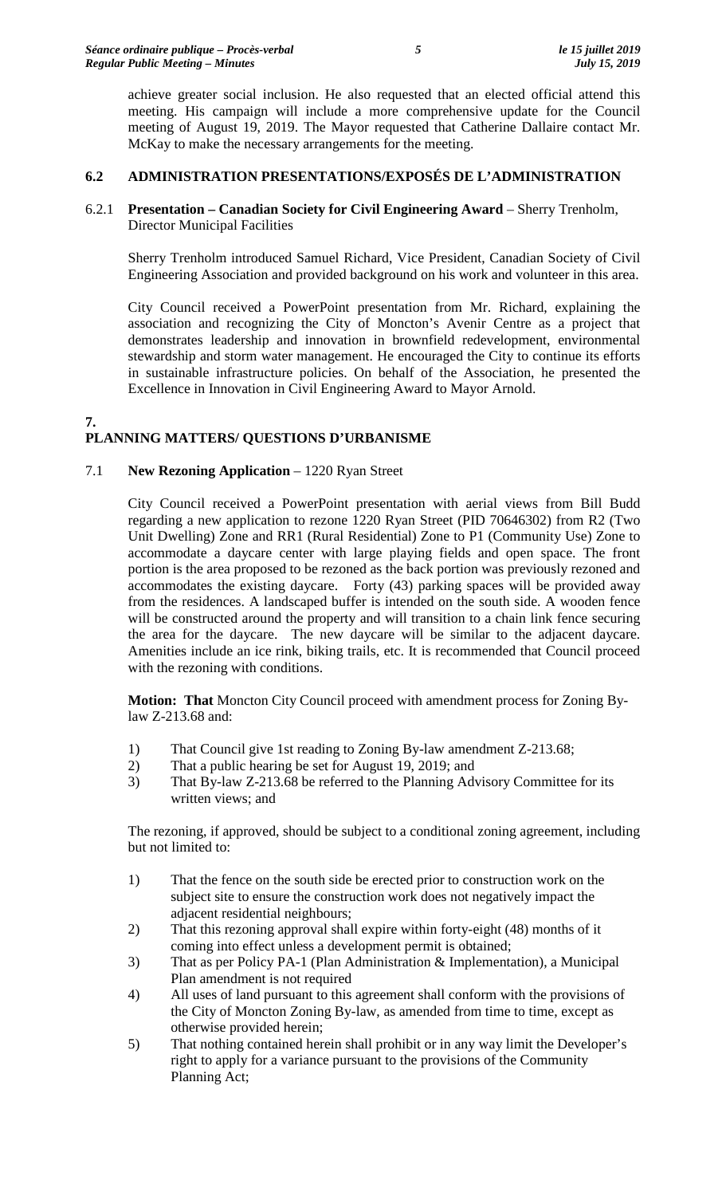achieve greater social inclusion. He also requested that an elected official attend this meeting. His campaign will include a more comprehensive update for the Council meeting of August 19, 2019. The Mayor requested that Catherine Dallaire contact Mr. McKay to make the necessary arrangements for the meeting.

### 6.2 ADMINISTRATION PRESENTATIONS/EXPOSÉS DE L'ADMINISTRATION

6.2.1 **Presentation – Canadian Society for Civil Engineering Award** – Sherry Trenholm, Director Municipal Facilities

Sherry Trenholm introduced Samuel Richard, Vice President, Canadian Society of Civil Engineering Association and provided background on his work and volunteer in this area.

City Council received a PowerPoint presentation from Mr. Richard, explaining the association and recognizing the City of Moncton's Avenir Centre as a project that demonstrates leadership and innovation in brownfield redevelopment, environmental stewardship and storm water management. He encouraged the City to continue its efforts in sustainable infrastructure policies. On behalf of the Association, he presented the Excellence in Innovation in Civil Engineering Award to Mayor Arnold.

## 7. PLANNING MATTERS/ QUESTIONS D'URBANISME

7.1 **New Rezoning Application** – 1220 Ryan Street

City Council received a PowerPoint presentation with aerial views from Bill Budd regarding a new application to rezone 1220 Ryan Street (PID 70646302) from R2 (Two Unit Dwelling) Zone and RR1 (Rural Residential) Zone to P1 (Community Use) Zone to accommodate a daycare center with large playing fields and open space. The front portion is the area proposed to be rezoned as the back portion was previously rezoned and accommodates the existing daycare. Forty (43) parking spaces will be provided away from the residences. A landscaped buffer is intended on the south side. A wooden fence will be constructed around the property and will transition to a chain link fence securing the area for the daycare. The new daycare will be similar to the adjacent daycare. Amenities include an ice rink, biking trails, etc. It is recommended that Council proceed with the rezoning with conditions.

**Motion: That** Moncton City Council proceed with amendment process for Zoning By-law Z-213.68 and:

1) That Council give 1st reading to Zoning By-law amendment Z-213.68;
2) That a public hearing be set for August 19, 2019; and
3) That By-law Z-213.68 be referred to the Planning Advisory Committee for its written views; and

The rezoning, if approved, should be subject to a conditional zoning agreement, including but not limited to:

1) That the fence on the south side be erected prior to construction work on the subject site to ensure the construction work does not negatively impact the adjacent residential neighbours;
2) That this rezoning approval shall expire within forty-eight (48) months of it coming into effect unless a development permit is obtained;
3) That as per Policy PA-1 (Plan Administration & Implementation), a Municipal Plan amendment is not required
4) All uses of land pursuant to this agreement shall conform with the provisions of the City of Moncton Zoning By-law, as amended from time to time, except as otherwise provided herein;
5) That nothing contained herein shall prohibit or in any way limit the Developer's right to apply for a variance pursuant to the provisions of the Community Planning Act;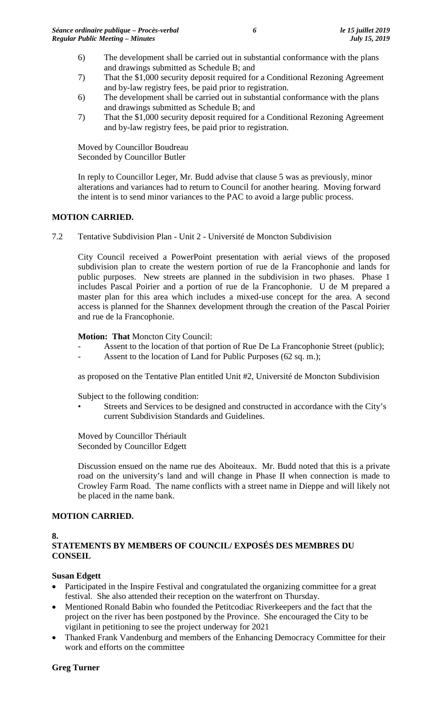6) The development shall be carried out in substantial conformance with the plans and drawings submitted as Schedule B; and
7) That the $1,000 security deposit required for a Conditional Rezoning Agreement and by-law registry fees, be paid prior to registration.
6) The development shall be carried out in substantial conformance with the plans and drawings submitted as Schedule B; and
7) That the $1,000 security deposit required for a Conditional Rezoning Agreement and by-law registry fees, be paid prior to registration.

Moved by Councillor Boudreau
Seconded by Councillor Butler

In reply to Councillor Leger, Mr. Budd advise that clause 5 was as previously, minor alterations and variances had to return to Council for another hearing. Moving forward the intent is to send minor variances to the PAC to avoid a large public process.

**MOTION CARRIED.**

7.2 Tentative Subdivision Plan - Unit 2 - Université de Moncton Subdivision

City Council received a PowerPoint presentation with aerial views of the proposed subdivision plan to create the western portion of rue de la Francophonie and lands for public purposes. New streets are planned in the subdivision in two phases. Phase 1 includes Pascal Poirier and a portion of rue de la Francophonie. U de M prepared a master plan for this area which includes a mixed-use concept for the area. A second access is planned for the Shannex development through the creation of the Pascal Poirier and rue de la Francophonie.

**Motion: That** Moncton City Council:

- Assent to the location of that portion of Rue De La Francophonie Street (public);
- Assent to the location of Land for Public Purposes (62 sq. m.);

as proposed on the Tentative Plan entitled Unit #2, Université de Moncton Subdivision

Subject to the following condition:

- Streets and Services to be designed and constructed in accordance with the City's current Subdivision Standards and Guidelines.

Moved by Councillor Thériault
Seconded by Councillor Edgett

Discussion ensued on the name rue des Aboiteaux. Mr. Budd noted that this is a private road on the university's land and will change in Phase II when connection is made to Crowley Farm Road. The name conflicts with a street name in Dieppe and will likely not be placed in the name bank.

**MOTION CARRIED.**

## 8. STATEMENTS BY MEMBERS OF COUNCIL/ EXPOSÉS DES MEMBRES DU CONSEIL

**Susan Edgett**

- Participated in the Inspire Festival and congratulated the organizing committee for a great festival. She also attended their reception on the waterfront on Thursday.
- Mentioned Ronald Babin who founded the Petitcodiac Riverkeepers and the fact that the project on the river has been postponed by the Province. She encouraged the City to be vigilant in petitioning to see the project underway for 2021
- Thanked Frank Vandenburg and members of the Enhancing Democracy Committee for their work and efforts on the committee

**Greg Turner**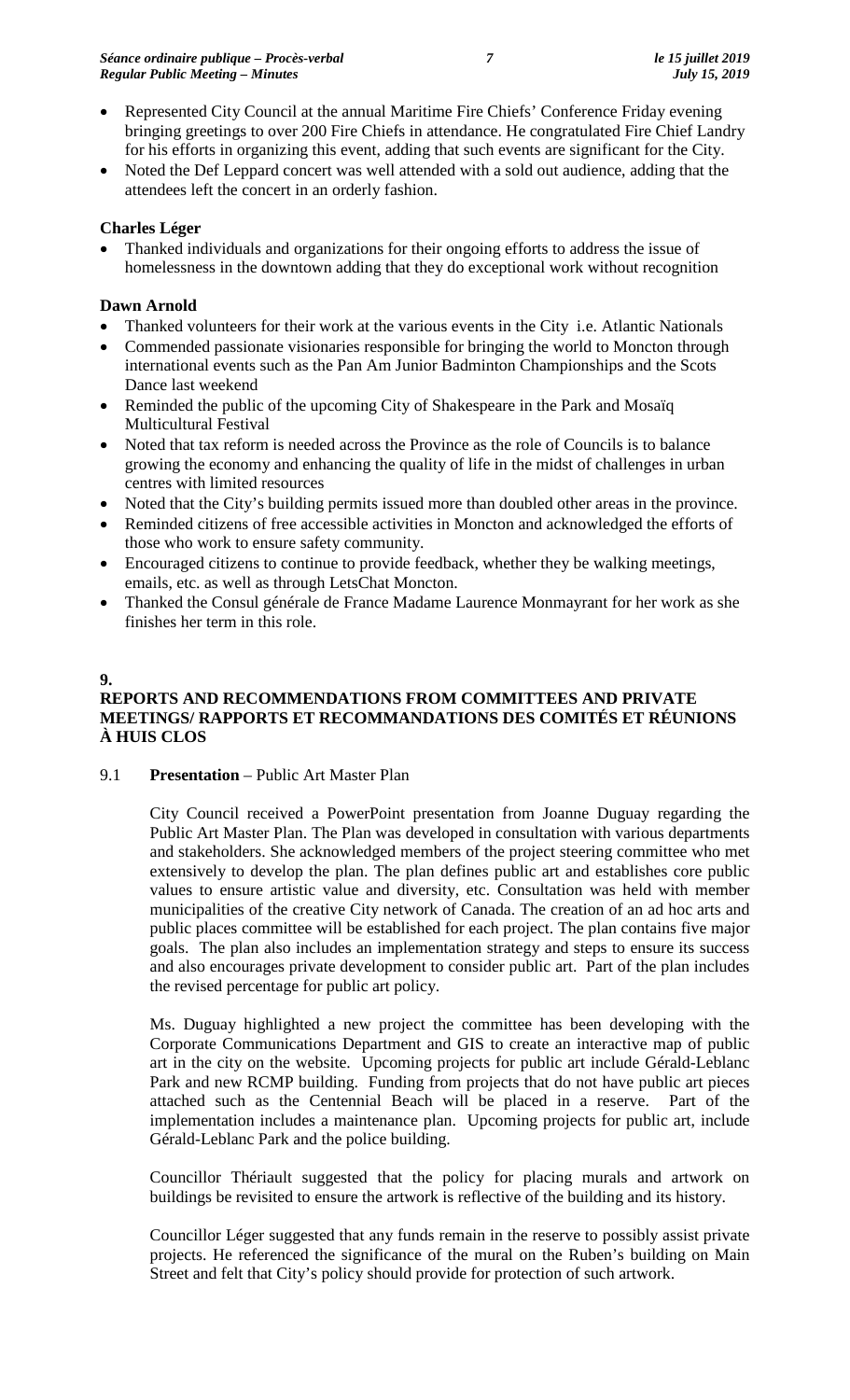- Represented City Council at the annual Maritime Fire Chiefs' Conference Friday evening bringing greetings to over 200 Fire Chiefs in attendance. He congratulated Fire Chief Landry for his efforts in organizing this event, adding that such events are significant for the City.
- Noted the Def Leppard concert was well attended with a sold out audience, adding that the attendees left the concert in an orderly fashion.

**Charles Léger**

- Thanked individuals and organizations for their ongoing efforts to address the issue of homelessness in the downtown adding that they do exceptional work without recognition

**Dawn Arnold**

- Thanked volunteers for their work at the various events in the City i.e. Atlantic Nationals
- Commended passionate visionaries responsible for bringing the world to Moncton through international events such as the Pan Am Junior Badminton Championships and the Scots Dance last weekend
- Reminded the public of the upcoming City of Shakespeare in the Park and Mosaïq Multicultural Festival
- Noted that tax reform is needed across the Province as the role of Councils is to balance growing the economy and enhancing the quality of life in the midst of challenges in urban centres with limited resources
- Noted that the City's building permits issued more than doubled other areas in the province.
- Reminded citizens of free accessible activities in Moncton and acknowledged the efforts of those who work to ensure safety community.
- Encouraged citizens to continue to provide feedback, whether they be walking meetings, emails, etc. as well as through LetsChat Moncton.
- Thanked the Consul générale de France Madame Laurence Monmayrant for her work as she finishes her term in this role.

**9.**

## REPORTS AND RECOMMENDATIONS FROM COMMITTEES AND PRIVATE MEETINGS/ RAPPORTS ET RECOMMANDATIONS DES COMITÉS ET RÉUNIONS À HUIS CLOS

9.1 **Presentation** – Public Art Master Plan

City Council received a PowerPoint presentation from Joanne Duguay regarding the Public Art Master Plan. The Plan was developed in consultation with various departments and stakeholders. She acknowledged members of the project steering committee who met extensively to develop the plan. The plan defines public art and establishes core public values to ensure artistic value and diversity, etc. Consultation was held with member municipalities of the creative City network of Canada. The creation of an ad hoc arts and public places committee will be established for each project. The plan contains five major goals. The plan also includes an implementation strategy and steps to ensure its success and also encourages private development to consider public art. Part of the plan includes the revised percentage for public art policy.

Ms. Duguay highlighted a new project the committee has been developing with the Corporate Communications Department and GIS to create an interactive map of public art in the city on the website. Upcoming projects for public art include Gérald-Leblanc Park and new RCMP building. Funding from projects that do not have public art pieces attached such as the Centennial Beach will be placed in a reserve. Part of the implementation includes a maintenance plan. Upcoming projects for public art, include Gérald-Leblanc Park and the police building.

Councillor Thériault suggested that the policy for placing murals and artwork on buildings be revisited to ensure the artwork is reflective of the building and its history.

Councillor Léger suggested that any funds remain in the reserve to possibly assist private projects. He referenced the significance of the mural on the Ruben's building on Main Street and felt that City's policy should provide for protection of such artwork.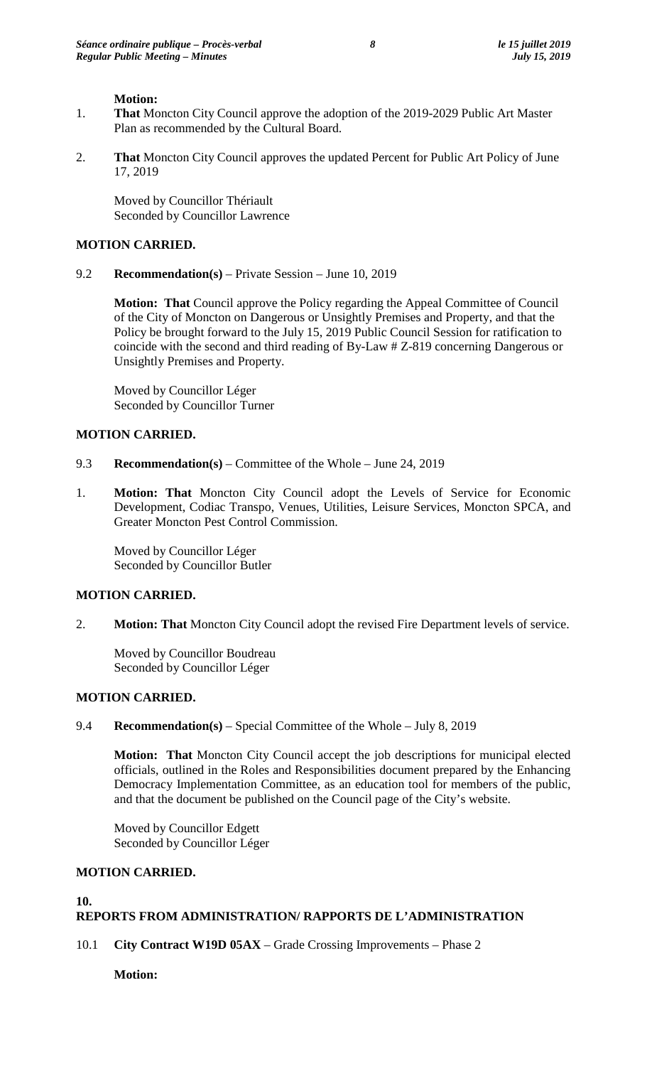**Motion:**

1. **That** Moncton City Council approve the adoption of the 2019-2029 Public Art Master Plan as recommended by the Cultural Board.

2. **That** Moncton City Council approves the updated Percent for Public Art Policy of June 17, 2019

Moved by Councillor Thériault
Seconded by Councillor Lawrence

**MOTION CARRIED.**

9.2 **Recommendation(s)** – Private Session – June 10, 2019

**Motion: That** Council approve the Policy regarding the Appeal Committee of Council of the City of Moncton on Dangerous or Unsightly Premises and Property, and that the Policy be brought forward to the July 15, 2019 Public Council Session for ratification to coincide with the second and third reading of By-Law # Z-819 concerning Dangerous or Unsightly Premises and Property.

Moved by Councillor Léger
Seconded by Councillor Turner

**MOTION CARRIED.**

9.3 **Recommendation(s)** – Committee of the Whole – June 24, 2019

1. **Motion: That** Moncton City Council adopt the Levels of Service for Economic Development, Codiac Transpo, Venues, Utilities, Leisure Services, Moncton SPCA, and Greater Moncton Pest Control Commission.

Moved by Councillor Léger
Seconded by Councillor Butler

**MOTION CARRIED.**

2. **Motion: That** Moncton City Council adopt the revised Fire Department levels of service.

Moved by Councillor Boudreau
Seconded by Councillor Léger

**MOTION CARRIED.**

9.4 **Recommendation(s)** – Special Committee of the Whole – July 8, 2019

**Motion: That** Moncton City Council accept the job descriptions for municipal elected officials, outlined in the Roles and Responsibilities document prepared by the Enhancing Democracy Implementation Committee, as an education tool for members of the public, and that the document be published on the Council page of the City's website.

Moved by Councillor Edgett
Seconded by Councillor Léger

**MOTION CARRIED.**

## 10. REPORTS FROM ADMINISTRATION/ RAPPORTS DE L'ADMINISTRATION

10.1 **City Contract W19D 05AX** – Grade Crossing Improvements – Phase 2

**Motion:**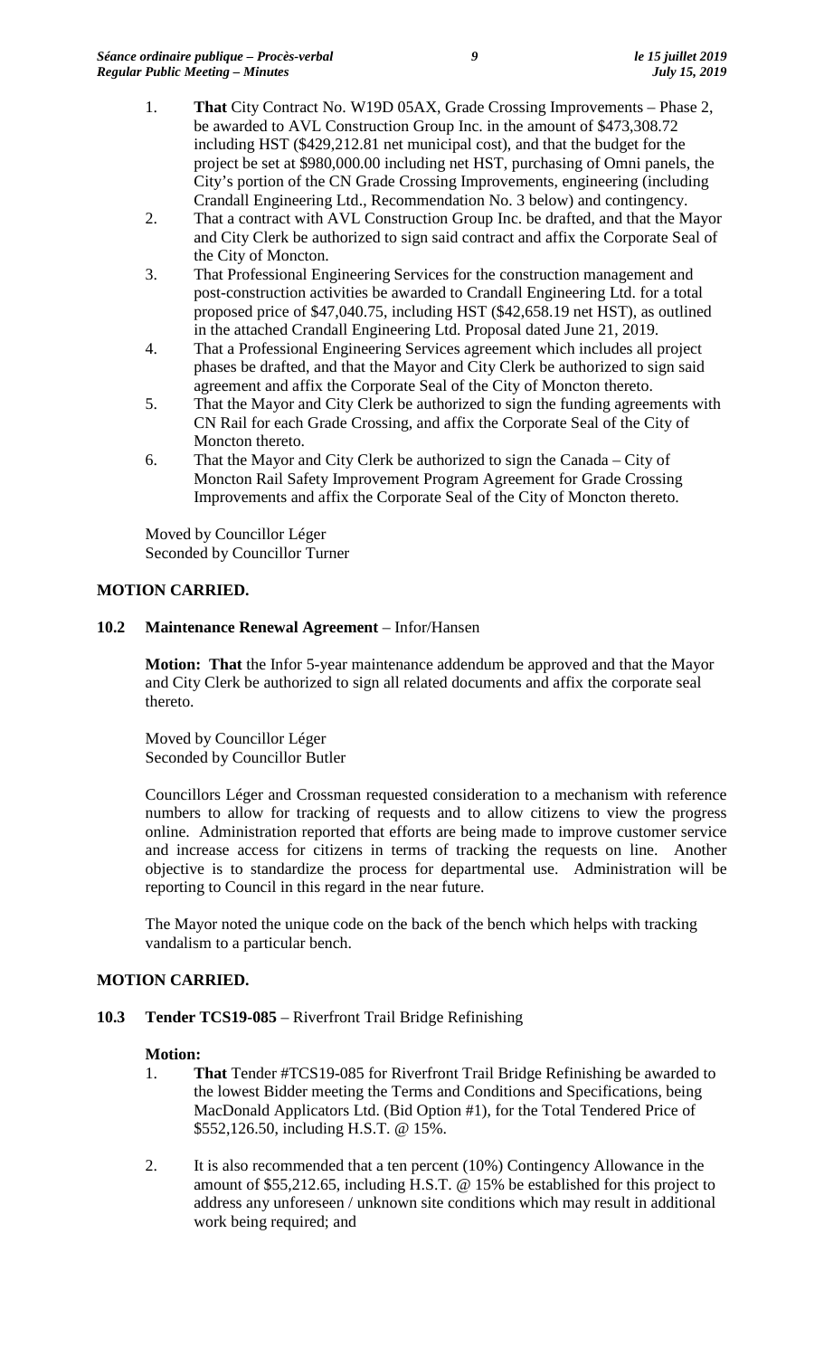1. **That** City Contract No. W19D 05AX, Grade Crossing Improvements – Phase 2, be awarded to AVL Construction Group Inc. in the amount of $473,308.72 including HST ($429,212.81 net municipal cost), and that the budget for the project be set at $980,000.00 including net HST, purchasing of Omni panels, the City's portion of the CN Grade Crossing Improvements, engineering (including Crandall Engineering Ltd., Recommendation No. 3 below) and contingency.
2. That a contract with AVL Construction Group Inc. be drafted, and that the Mayor and City Clerk be authorized to sign said contract and affix the Corporate Seal of the City of Moncton.
3. That Professional Engineering Services for the construction management and post-construction activities be awarded to Crandall Engineering Ltd. for a total proposed price of $47,040.75, including HST ($42,658.19 net HST), as outlined in the attached Crandall Engineering Ltd. Proposal dated June 21, 2019.
4. That a Professional Engineering Services agreement which includes all project phases be drafted, and that the Mayor and City Clerk be authorized to sign said agreement and affix the Corporate Seal of the City of Moncton thereto.
5. That the Mayor and City Clerk be authorized to sign the funding agreements with CN Rail for each Grade Crossing, and affix the Corporate Seal of the City of Moncton thereto.
6. That the Mayor and City Clerk be authorized to sign the Canada – City of Moncton Rail Safety Improvement Program Agreement for Grade Crossing Improvements and affix the Corporate Seal of the City of Moncton thereto.

Moved by Councillor Léger
Seconded by Councillor Turner

**MOTION CARRIED.**

**10.2 Maintenance Renewal Agreement** – Infor/Hansen

**Motion: That** the Infor 5-year maintenance addendum be approved and that the Mayor and City Clerk be authorized to sign all related documents and affix the corporate seal thereto.

Moved by Councillor Léger
Seconded by Councillor Butler

Councillors Léger and Crossman requested consideration to a mechanism with reference numbers to allow for tracking of requests and to allow citizens to view the progress online. Administration reported that efforts are being made to improve customer service and increase access for citizens in terms of tracking the requests on line. Another objective is to standardize the process for departmental use. Administration will be reporting to Council in this regard in the near future.

The Mayor noted the unique code on the back of the bench which helps with tracking vandalism to a particular bench.

**MOTION CARRIED.**

**10.3 Tender TCS19-085** – Riverfront Trail Bridge Refinishing

**Motion:**

1. **That** Tender #TCS19-085 for Riverfront Trail Bridge Refinishing be awarded to the lowest Bidder meeting the Terms and Conditions and Specifications, being MacDonald Applicators Ltd. (Bid Option #1), for the Total Tendered Price of $552,126.50, including H.S.T. @ 15%.
2. It is also recommended that a ten percent (10%) Contingency Allowance in the amount of $55,212.65, including H.S.T. @ 15% be established for this project to address any unforeseen / unknown site conditions which may result in additional work being required; and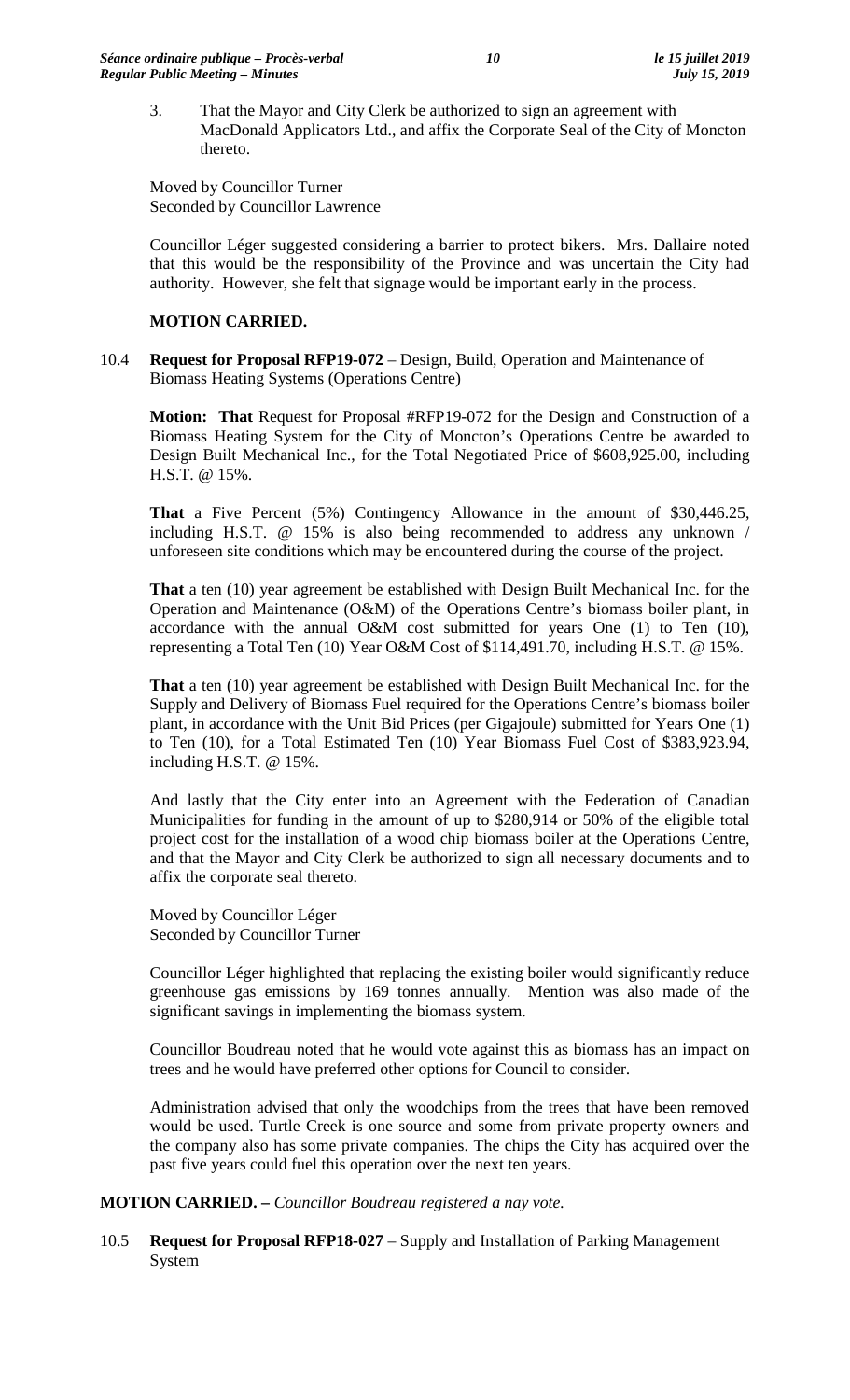3. That the Mayor and City Clerk be authorized to sign an agreement with MacDonald Applicators Ltd., and affix the Corporate Seal of the City of Moncton thereto.

Moved by Councillor Turner
Seconded by Councillor Lawrence

Councillor Léger suggested considering a barrier to protect bikers. Mrs. Dallaire noted that this would be the responsibility of the Province and was uncertain the City had authority. However, she felt that signage would be important early in the process.

**MOTION CARRIED.**

10.4 **Request for Proposal RFP19-072** – Design, Build, Operation and Maintenance of Biomass Heating Systems (Operations Centre)

**Motion: That** Request for Proposal #RFP19-072 for the Design and Construction of a Biomass Heating System for the City of Moncton's Operations Centre be awarded to Design Built Mechanical Inc., for the Total Negotiated Price of $608,925.00, including H.S.T. @ 15%.

**That** a Five Percent (5%) Contingency Allowance in the amount of $30,446.25, including H.S.T. @ 15% is also being recommended to address any unknown / unforeseen site conditions which may be encountered during the course of the project.

**That** a ten (10) year agreement be established with Design Built Mechanical Inc. for the Operation and Maintenance (O&M) of the Operations Centre's biomass boiler plant, in accordance with the annual O&M cost submitted for years One (1) to Ten (10), representing a Total Ten (10) Year O&M Cost of $114,491.70, including H.S.T. @ 15%.

**That** a ten (10) year agreement be established with Design Built Mechanical Inc. for the Supply and Delivery of Biomass Fuel required for the Operations Centre's biomass boiler plant, in accordance with the Unit Bid Prices (per Gigajoule) submitted for Years One (1) to Ten (10), for a Total Estimated Ten (10) Year Biomass Fuel Cost of $383,923.94, including H.S.T. @ 15%.

And lastly that the City enter into an Agreement with the Federation of Canadian Municipalities for funding in the amount of up to $280,914 or 50% of the eligible total project cost for the installation of a wood chip biomass boiler at the Operations Centre, and that the Mayor and City Clerk be authorized to sign all necessary documents and to affix the corporate seal thereto.

Moved by Councillor Léger
Seconded by Councillor Turner

Councillor Léger highlighted that replacing the existing boiler would significantly reduce greenhouse gas emissions by 169 tonnes annually. Mention was also made of the significant savings in implementing the biomass system.

Councillor Boudreau noted that he would vote against this as biomass has an impact on trees and he would have preferred other options for Council to consider.

Administration advised that only the woodchips from the trees that have been removed would be used. Turtle Creek is one source and some from private property owners and the company also has some private companies. The chips the City has acquired over the past five years could fuel this operation over the next ten years.

**MOTION CARRIED. –** *Councillor Boudreau registered a nay vote.*

10.5 **Request for Proposal RFP18-027** – Supply and Installation of Parking Management System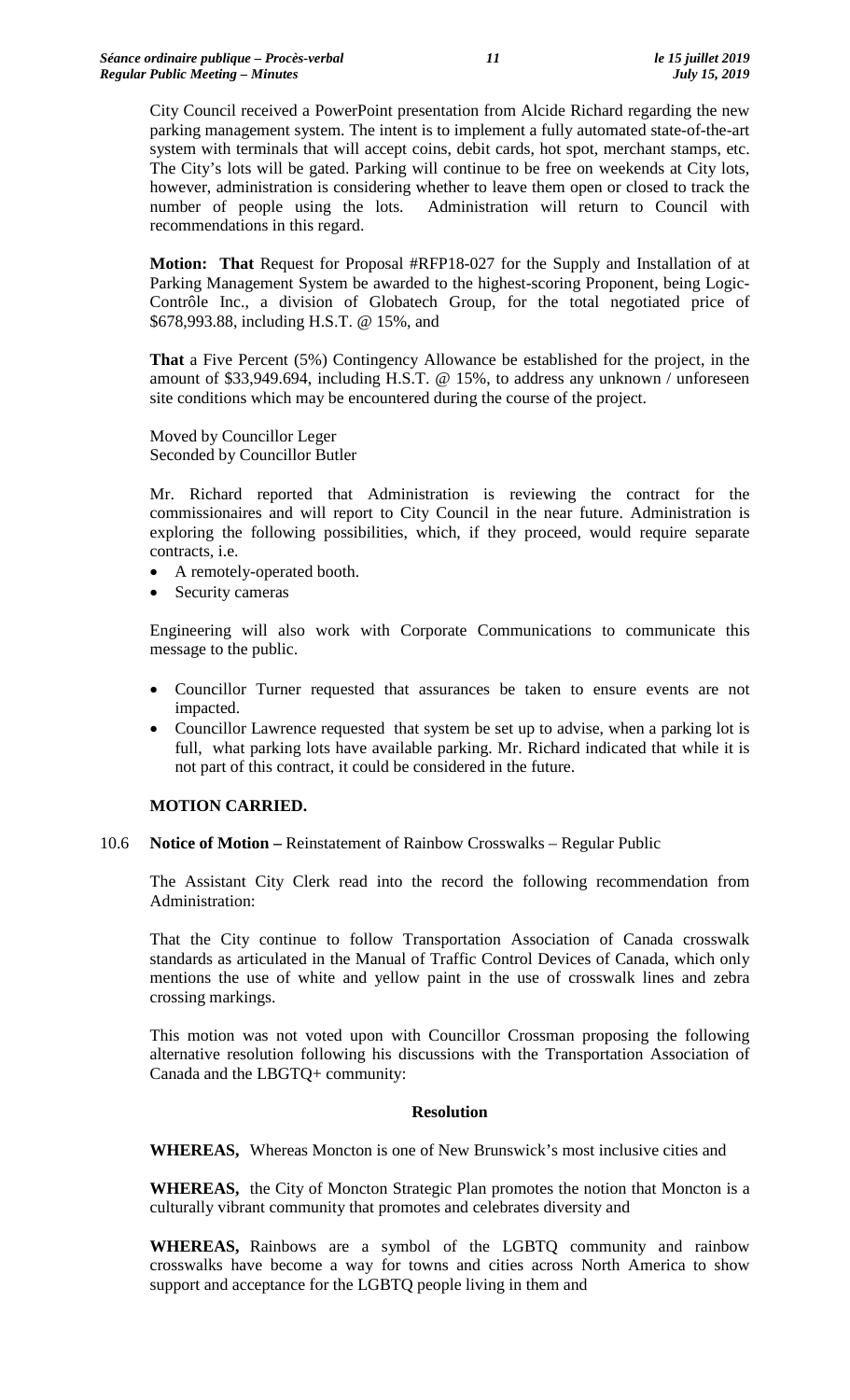City Council received a PowerPoint presentation from Alcide Richard regarding the new parking management system. The intent is to implement a fully automated state-of-the-art system with terminals that will accept coins, debit cards, hot spot, merchant stamps, etc. The City's lots will be gated. Parking will continue to be free on weekends at City lots, however, administration is considering whether to leave them open or closed to track the number of people using the lots. Administration will return to Council with recommendations in this regard.

**Motion: That** Request for Proposal #RFP18-027 for the Supply and Installation of at Parking Management System be awarded to the highest-scoring Proponent, being Logic-Contrôle Inc., a division of Globatech Group, for the total negotiated price of $678,993.88, including H.S.T. @ 15%, and

**That** a Five Percent (5%) Contingency Allowance be established for the project, in the amount of $33,949.694, including H.S.T. @ 15%, to address any unknown / unforeseen site conditions which may be encountered during the course of the project.

Moved by Councillor Leger
Seconded by Councillor Butler

Mr. Richard reported that Administration is reviewing the contract for the commissionaires and will report to City Council in the near future. Administration is exploring the following possibilities, which, if they proceed, would require separate contracts, i.e.

- A remotely-operated booth.
- Security cameras

Engineering will also work with Corporate Communications to communicate this message to the public.

- Councillor Turner requested that assurances be taken to ensure events are not impacted.
- Councillor Lawrence requested that system be set up to advise, when a parking lot is full, what parking lots have available parking. Mr. Richard indicated that while it is not part of this contract, it could be considered in the future.

**MOTION CARRIED.**

10.6 **Notice of Motion –** Reinstatement of Rainbow Crosswalks – Regular Public

The Assistant City Clerk read into the record the following recommendation from Administration:

That the City continue to follow Transportation Association of Canada crosswalk standards as articulated in the Manual of Traffic Control Devices of Canada, which only mentions the use of white and yellow paint in the use of crosswalk lines and zebra crossing markings.

This motion was not voted upon with Councillor Crossman proposing the following alternative resolution following his discussions with the Transportation Association of Canada and the LBGTQ+ community:

**Resolution**

**WHEREAS,** Whereas Moncton is one of New Brunswick's most inclusive cities and

**WHEREAS,** the City of Moncton Strategic Plan promotes the notion that Moncton is a culturally vibrant community that promotes and celebrates diversity and

**WHEREAS,** Rainbows are a symbol of the LGBTQ community and rainbow crosswalks have become a way for towns and cities across North America to show support and acceptance for the LGBTQ people living in them and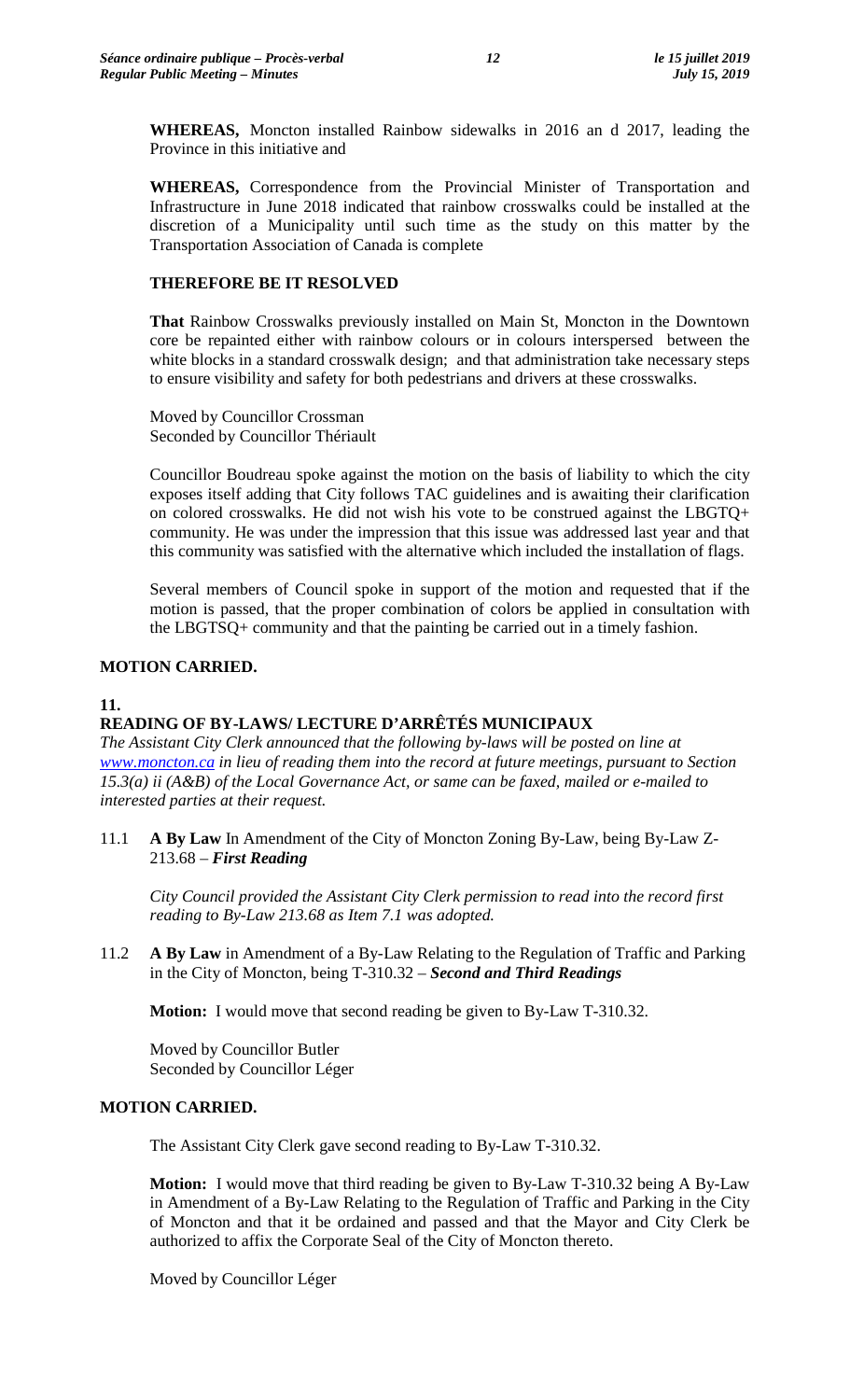**WHEREAS,** Moncton installed Rainbow sidewalks in 2016 an d 2017, leading the Province in this initiative and

**WHEREAS,** Correspondence from the Provincial Minister of Transportation and Infrastructure in June 2018 indicated that rainbow crosswalks could be installed at the discretion of a Municipality until such time as the study on this matter by the Transportation Association of Canada is complete

**THEREFORE BE IT RESOLVED**

**That** Rainbow Crosswalks previously installed on Main St, Moncton in the Downtown core be repainted either with rainbow colours or in colours interspersed between the white blocks in a standard crosswalk design; and that administration take necessary steps to ensure visibility and safety for both pedestrians and drivers at these crosswalks.

Moved by Councillor Crossman
Seconded by Councillor Thériault

Councillor Boudreau spoke against the motion on the basis of liability to which the city exposes itself adding that City follows TAC guidelines and is awaiting their clarification on colored crosswalks. He did not wish his vote to be construed against the LBGTQ+ community. He was under the impression that this issue was addressed last year and that this community was satisfied with the alternative which included the installation of flags.

Several members of Council spoke in support of the motion and requested that if the motion is passed, that the proper combination of colors be applied in consultation with the LBGTSQ+ community and that the painting be carried out in a timely fashion.

**MOTION CARRIED.**

## 11. READING OF BY-LAWS/ LECTURE D'ARRÊTÉS MUNICIPAUX

*The Assistant City Clerk announced that the following by-laws will be posted on line at www.moncton.ca in lieu of reading them into the record at future meetings, pursuant to Section 15.3(a) ii (A&B) of the Local Governance Act, or same can be faxed, mailed or e-mailed to interested parties at their request.*

11.1 **A By Law** In Amendment of the City of Moncton Zoning By-Law, being By-Law Z-213.68 – ***First Reading***

*City Council provided the Assistant City Clerk permission to read into the record first reading to By-Law 213.68 as Item 7.1 was adopted.*

11.2 **A By Law** in Amendment of a By-Law Relating to the Regulation of Traffic and Parking in the City of Moncton, being T-310.32 – ***Second and Third Readings***

**Motion:** I would move that second reading be given to By-Law T-310.32.

Moved by Councillor Butler
Seconded by Councillor Léger

**MOTION CARRIED.**

The Assistant City Clerk gave second reading to By-Law T-310.32.

**Motion:** I would move that third reading be given to By-Law T-310.32 being A By-Law in Amendment of a By-Law Relating to the Regulation of Traffic and Parking in the City of Moncton and that it be ordained and passed and that the Mayor and City Clerk be authorized to affix the Corporate Seal of the City of Moncton thereto.

Moved by Councillor Léger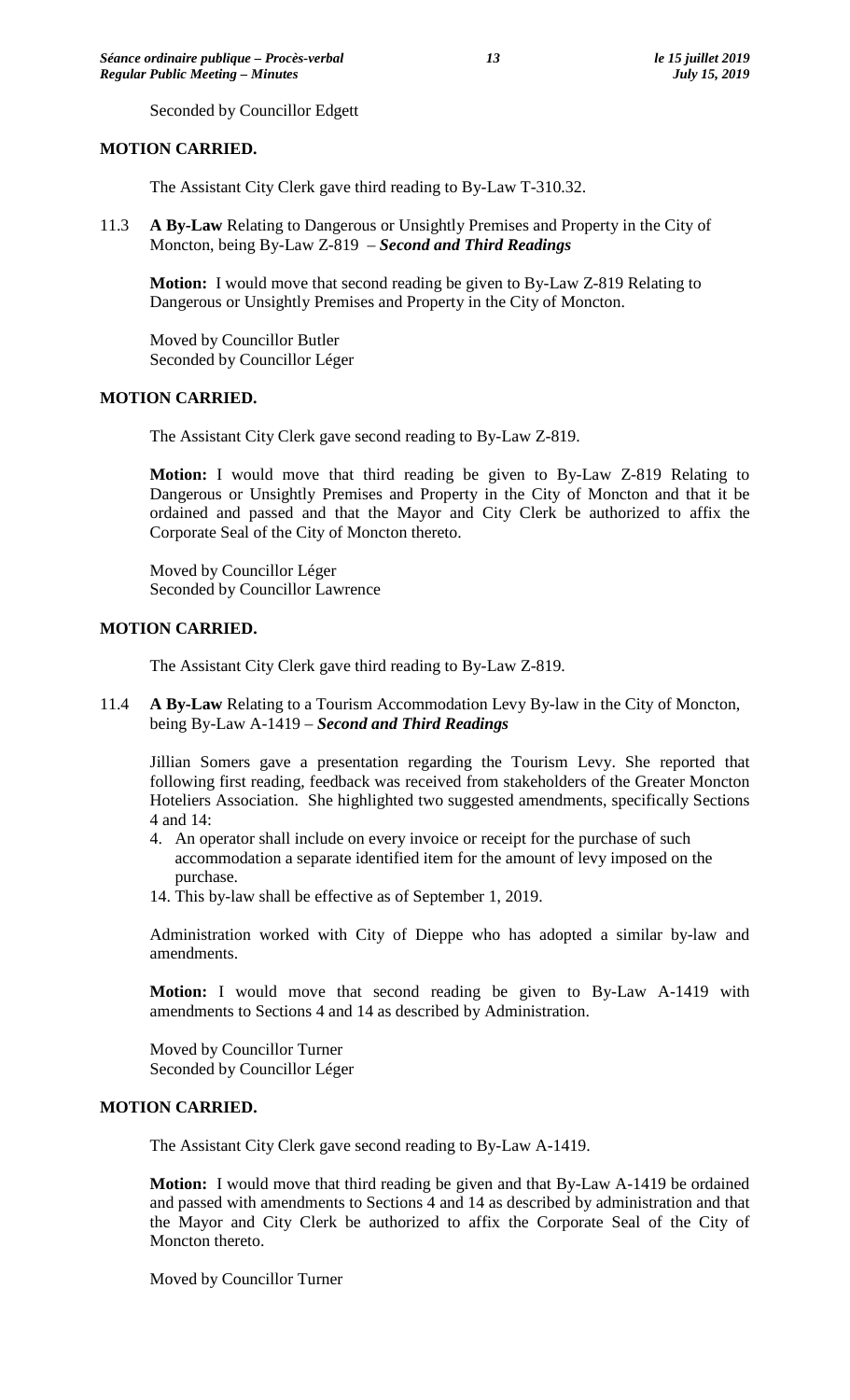Seconded by Councillor Edgett

**MOTION CARRIED.**

The Assistant City Clerk gave third reading to By-Law T-310.32.

11.3 **A By-Law** Relating to Dangerous or Unsightly Premises and Property in the City of Moncton, being By-Law Z-819 – ***Second and Third Readings***

**Motion:** I would move that second reading be given to By-Law Z-819 Relating to Dangerous or Unsightly Premises and Property in the City of Moncton.

Moved by Councillor Butler
Seconded by Councillor Léger

**MOTION CARRIED.**

The Assistant City Clerk gave second reading to By-Law Z-819.

**Motion:** I would move that third reading be given to By-Law Z-819 Relating to Dangerous or Unsightly Premises and Property in the City of Moncton and that it be ordained and passed and that the Mayor and City Clerk be authorized to affix the Corporate Seal of the City of Moncton thereto.

Moved by Councillor Léger
Seconded by Councillor Lawrence

**MOTION CARRIED.**

The Assistant City Clerk gave third reading to By-Law Z-819.

11.4 **A By-Law** Relating to a Tourism Accommodation Levy By-law in the City of Moncton, being By-Law A-1419 – ***Second and Third Readings***

Jillian Somers gave a presentation regarding the Tourism Levy. She reported that following first reading, feedback was received from stakeholders of the Greater Moncton Hoteliers Association. She highlighted two suggested amendments, specifically Sections 4 and 14:

4. An operator shall include on every invoice or receipt for the purchase of such accommodation a separate identified item for the amount of levy imposed on the purchase.
14. This by-law shall be effective as of September 1, 2019.

Administration worked with City of Dieppe who has adopted a similar by-law and amendments.

**Motion:** I would move that second reading be given to By-Law A-1419 with amendments to Sections 4 and 14 as described by Administration.

Moved by Councillor Turner
Seconded by Councillor Léger

**MOTION CARRIED.**

The Assistant City Clerk gave second reading to By-Law A-1419.

**Motion:** I would move that third reading be given and that By-Law A-1419 be ordained and passed with amendments to Sections 4 and 14 as described by administration and that the Mayor and City Clerk be authorized to affix the Corporate Seal of the City of Moncton thereto.

Moved by Councillor Turner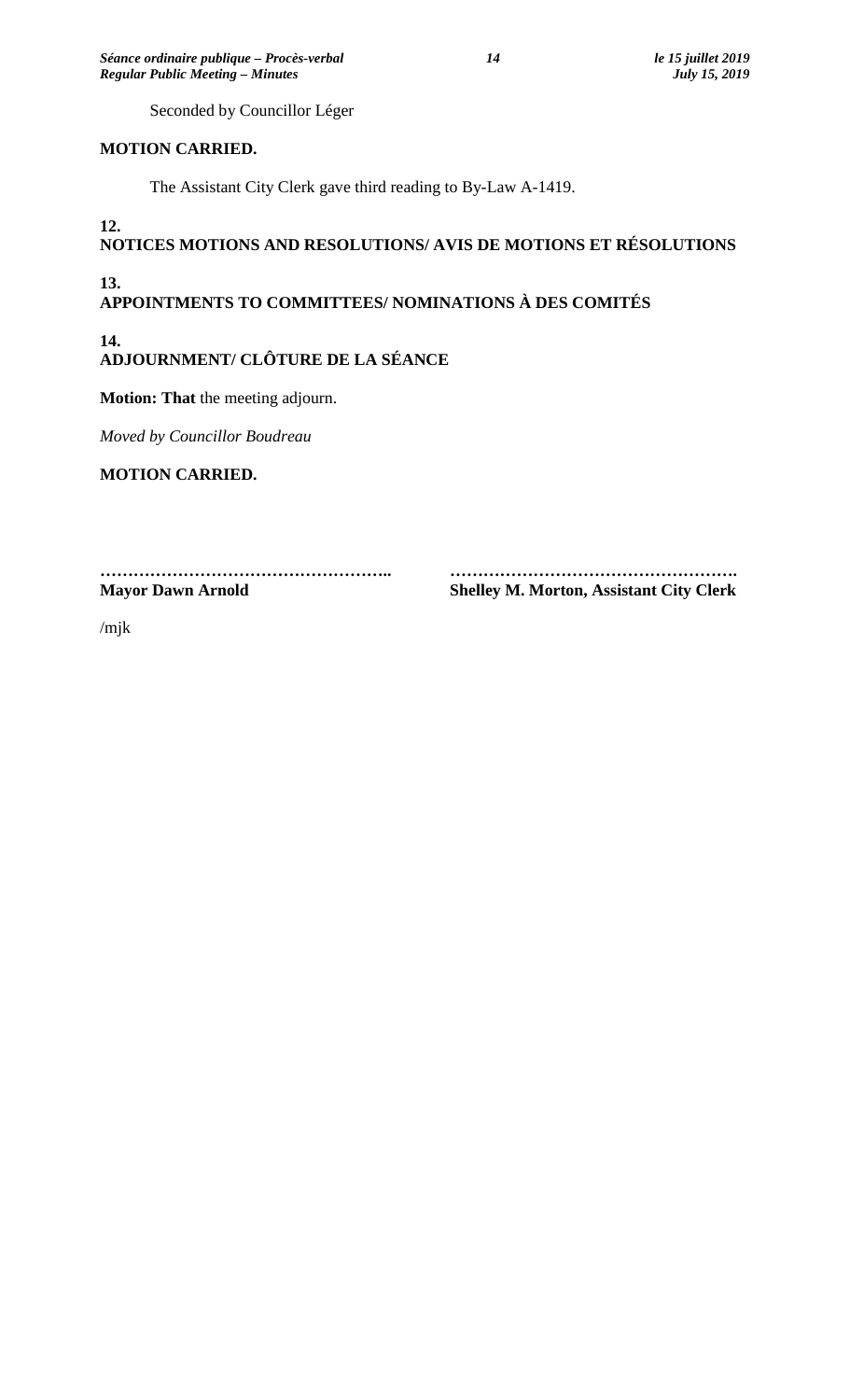Seconded by Councillor Léger

**MOTION CARRIED.**

The Assistant City Clerk gave third reading to By-Law A-1419.

## 12. NOTICES MOTIONS AND RESOLUTIONS/ AVIS DE MOTIONS ET RÉSOLUTIONS

## 13. APPOINTMENTS TO COMMITTEES/ NOMINATIONS À DES COMITÉS

## 14. ADJOURNMENT/ CLÔTURE DE LA SÉANCE

**Motion: That** the meeting adjourn.

*Moved by Councillor Boudreau*

**MOTION CARRIED.**

**……………………………………………..**
**Mayor Dawn Arnold**

**…………………………………………….**
**Shelley M. Morton, Assistant City Clerk**

/mjk